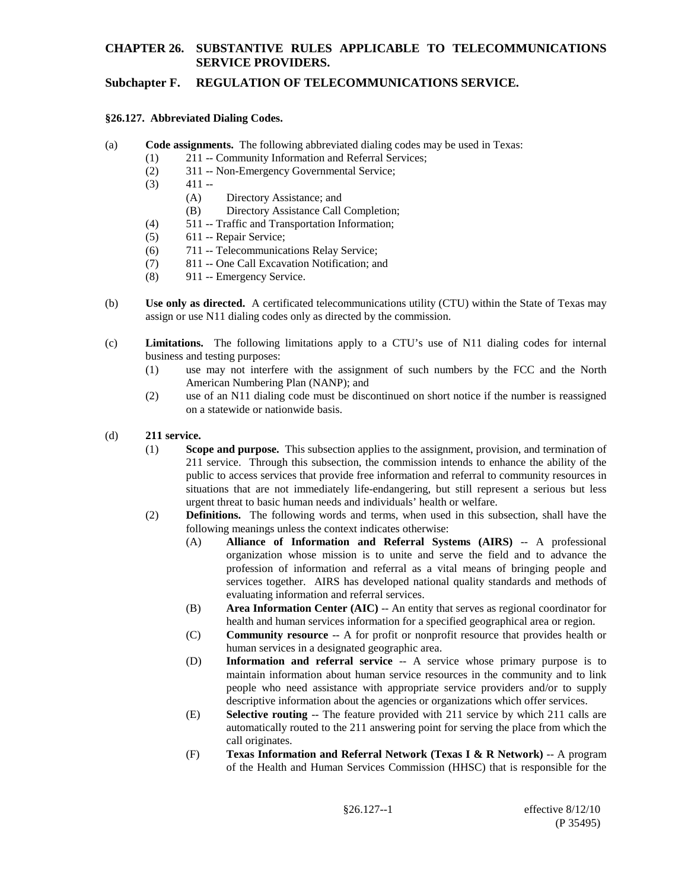# CHAPTER 26. SUBSTANTIVE RULES APPLICABLE TO TELECOMMUNICATIONS SERVICE PROVIDERS.

## Subchapter F. REGULATION OF TELECOMMUNICATIONS SERVICE.

### §26.127. Abbreviated Dialing Codes.

(a) **Code assignments.** The following abbreviated dialing codes may be used in Texas:

- (1) 211 -- Community Information and Referral Services;
- (2) 311 -- Non-Emergency Governmental Service;
- (3) 411 --
  - (A) Directory Assistance; and
  - (B) Directory Assistance Call Completion;
- (4) 511 -- Traffic and Transportation Information;
- (5) 611 -- Repair Service;
- (6) 711 -- Telecommunications Relay Service;
- (7) 811 -- One Call Excavation Notification; and
- (8) 911 -- Emergency Service.

(b) **Use only as directed.** A certificated telecommunications utility (CTU) within the State of Texas may assign or use N11 dialing codes only as directed by the commission.

(c) **Limitations.** The following limitations apply to a CTU's use of N11 dialing codes for internal business and testing purposes:

- (1) use may not interfere with the assignment of such numbers by the FCC and the North American Numbering Plan (NANP); and
- (2) use of an N11 dialing code must be discontinued on short notice if the number is reassigned on a statewide or nationwide basis.

(d) **211 service.**

- (1) **Scope and purpose.** This subsection applies to the assignment, provision, and termination of 211 service. Through this subsection, the commission intends to enhance the ability of the public to access services that provide free information and referral to community resources in situations that are not immediately life-endangering, but still represent a serious but less urgent threat to basic human needs and individuals' health or welfare.
- (2) **Definitions.** The following words and terms, when used in this subsection, shall have the following meanings unless the context indicates otherwise:
  - (A) **Alliance of Information and Referral Systems (AIRS)** -- A professional organization whose mission is to unite and serve the field and to advance the profession of information and referral as a vital means of bringing people and services together. AIRS has developed national quality standards and methods of evaluating information and referral services.
  - (B) **Area Information Center (AIC)** -- An entity that serves as regional coordinator for health and human services information for a specified geographical area or region.
  - (C) **Community resource** -- A for profit or nonprofit resource that provides health or human services in a designated geographic area.
  - (D) **Information and referral service** -- A service whose primary purpose is to maintain information about human service resources in the community and to link people who need assistance with appropriate service providers and/or to supply descriptive information about the agencies or organizations which offer services.
  - (E) **Selective routing** -- The feature provided with 211 service by which 211 calls are automatically routed to the 211 answering point for serving the place from which the call originates.
  - (F) **Texas Information and Referral Network (Texas I & R Network)** -- A program of the Health and Human Services Commission (HHSC) that is responsible for the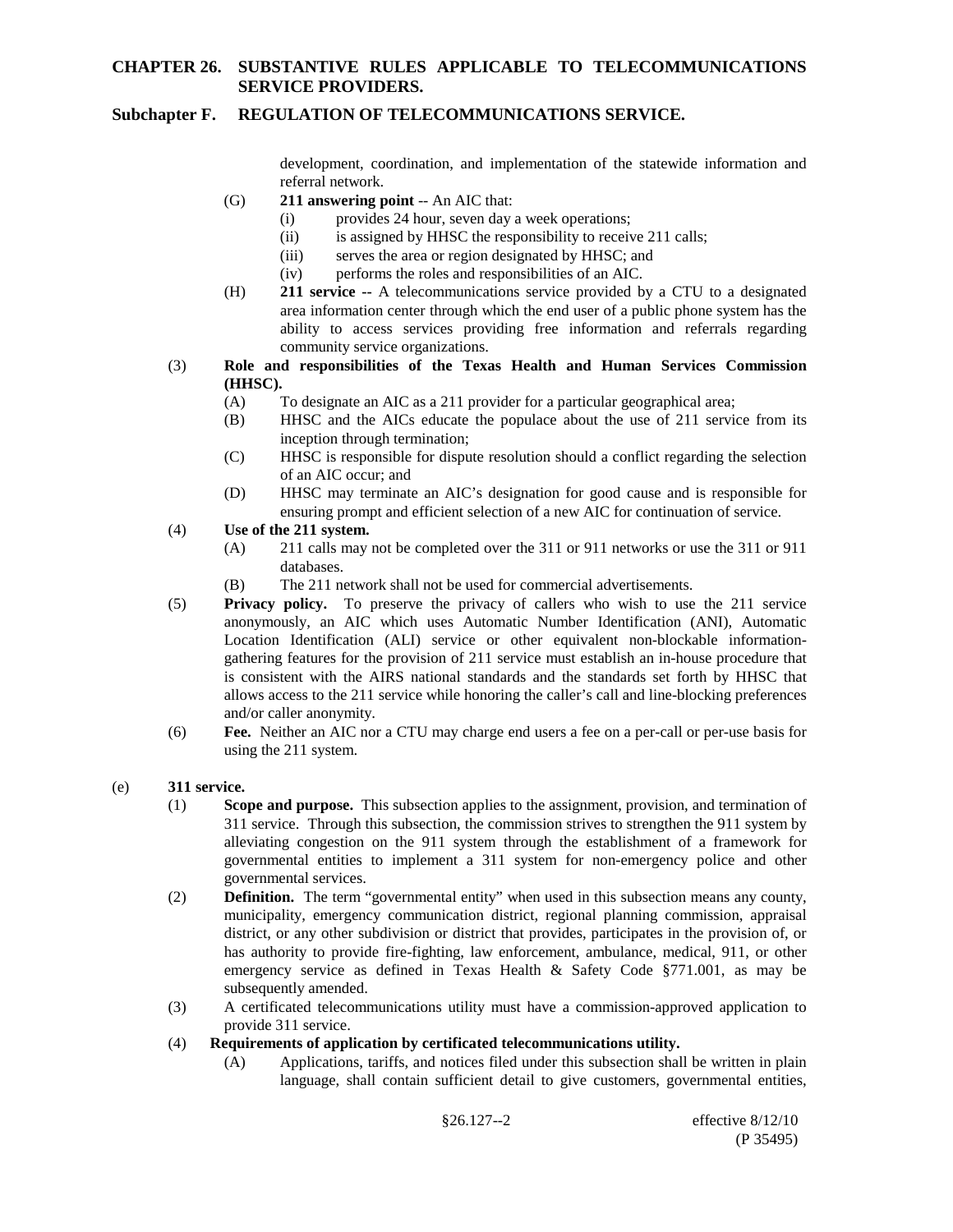development, coordination, and implementation of the statewide information and referral network.

(G) **211 answering point** -- An AIC that:

(i) provides 24 hour, seven day a week operations;

(ii) is assigned by HHSC the responsibility to receive 211 calls;

(iii) serves the area or region designated by HHSC; and

(iv) performs the roles and responsibilities of an AIC.

(H) **211 service --** A telecommunications service provided by a CTU to a designated area information center through which the end user of a public phone system has the ability to access services providing free information and referrals regarding community service organizations.

(3) **Role and responsibilities of the Texas Health and Human Services Commission (HHSC).**

(A) To designate an AIC as a 211 provider for a particular geographical area;

(B) HHSC and the AICs educate the populace about the use of 211 service from its inception through termination;

(C) HHSC is responsible for dispute resolution should a conflict regarding the selection of an AIC occur; and

(D) HHSC may terminate an AIC's designation for good cause and is responsible for ensuring prompt and efficient selection of a new AIC for continuation of service.

(4) **Use of the 211 system.**

(A) 211 calls may not be completed over the 311 or 911 networks or use the 311 or 911 databases.

(B) The 211 network shall not be used for commercial advertisements.

(5) **Privacy policy.** To preserve the privacy of callers who wish to use the 211 service anonymously, an AIC which uses Automatic Number Identification (ANI), Automatic Location Identification (ALI) service or other equivalent non-blockable information-gathering features for the provision of 211 service must establish an in-house procedure that is consistent with the AIRS national standards and the standards set forth by HHSC that allows access to the 211 service while honoring the caller's call and line-blocking preferences and/or caller anonymity.

(6) **Fee.** Neither an AIC nor a CTU may charge end users a fee on a per-call or per-use basis for using the 211 system.

(e) **311 service.**

(1) **Scope and purpose.** This subsection applies to the assignment, provision, and termination of 311 service. Through this subsection, the commission strives to strengthen the 911 system by alleviating congestion on the 911 system through the establishment of a framework for governmental entities to implement a 311 system for non-emergency police and other governmental services.

(2) **Definition.** The term "governmental entity" when used in this subsection means any county, municipality, emergency communication district, regional planning commission, appraisal district, or any other subdivision or district that provides, participates in the provision of, or has authority to provide fire-fighting, law enforcement, ambulance, medical, 911, or other emergency service as defined in Texas Health & Safety Code §771.001, as may be subsequently amended.

(3) A certificated telecommunications utility must have a commission-approved application to provide 311 service.

(4) **Requirements of application by certificated telecommunications utility.**

(A) Applications, tariffs, and notices filed under this subsection shall be written in plain language, shall contain sufficient detail to give customers, governmental entities,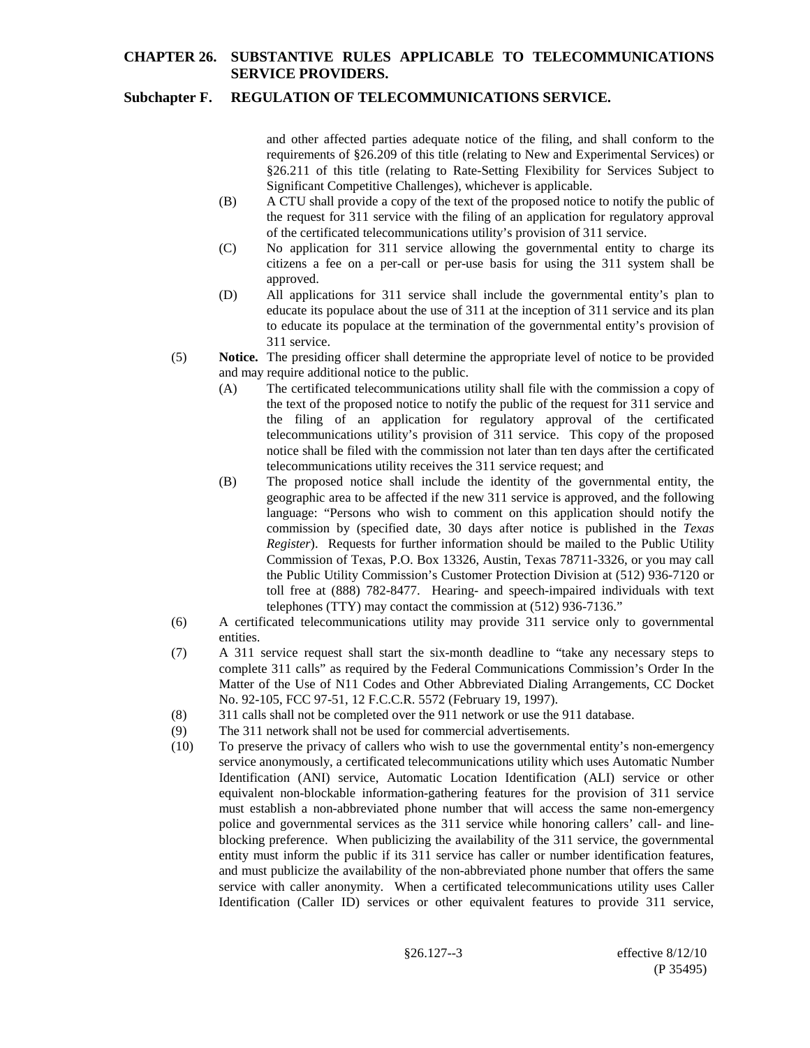and other affected parties adequate notice of the filing, and shall conform to the requirements of §26.209 of this title (relating to New and Experimental Services) or §26.211 of this title (relating to Rate-Setting Flexibility for Services Subject to Significant Competitive Challenges), whichever is applicable.

(B) A CTU shall provide a copy of the text of the proposed notice to notify the public of the request for 311 service with the filing of an application for regulatory approval of the certificated telecommunications utility's provision of 311 service.

(C) No application for 311 service allowing the governmental entity to charge its citizens a fee on a per-call or per-use basis for using the 311 system shall be approved.

(D) All applications for 311 service shall include the governmental entity's plan to educate its populace about the use of 311 at the inception of 311 service and its plan to educate its populace at the termination of the governmental entity's provision of 311 service.

(5) **Notice.** The presiding officer shall determine the appropriate level of notice to be provided and may require additional notice to the public.

(A) The certificated telecommunications utility shall file with the commission a copy of the text of the proposed notice to notify the public of the request for 311 service and the filing of an application for regulatory approval of the certificated telecommunications utility's provision of 311 service. This copy of the proposed notice shall be filed with the commission not later than ten days after the certificated telecommunications utility receives the 311 service request; and

(B) The proposed notice shall include the identity of the governmental entity, the geographic area to be affected if the new 311 service is approved, and the following language: "Persons who wish to comment on this application should notify the commission by (specified date, 30 days after notice is published in the *Texas Register*). Requests for further information should be mailed to the Public Utility Commission of Texas, P.O. Box 13326, Austin, Texas 78711-3326, or you may call the Public Utility Commission's Customer Protection Division at (512) 936-7120 or toll free at (888) 782-8477. Hearing- and speech-impaired individuals with text telephones (TTY) may contact the commission at (512) 936-7136."

(6) A certificated telecommunications utility may provide 311 service only to governmental entities.

(7) A 311 service request shall start the six-month deadline to "take any necessary steps to complete 311 calls" as required by the Federal Communications Commission's Order In the Matter of the Use of N11 Codes and Other Abbreviated Dialing Arrangements, CC Docket No. 92-105, FCC 97-51, 12 F.C.C.R. 5572 (February 19, 1997).

(8) 311 calls shall not be completed over the 911 network or use the 911 database.

(9) The 311 network shall not be used for commercial advertisements.

(10) To preserve the privacy of callers who wish to use the governmental entity's non-emergency service anonymously, a certificated telecommunications utility which uses Automatic Number Identification (ANI) service, Automatic Location Identification (ALI) service or other equivalent non-blockable information-gathering features for the provision of 311 service must establish a non-abbreviated phone number that will access the same non-emergency police and governmental services as the 311 service while honoring callers' call- and line-blocking preference. When publicizing the availability of the 311 service, the governmental entity must inform the public if its 311 service has caller or number identification features, and must publicize the availability of the non-abbreviated phone number that offers the same service with caller anonymity. When a certificated telecommunications utility uses Caller Identification (Caller ID) services or other equivalent features to provide 311 service,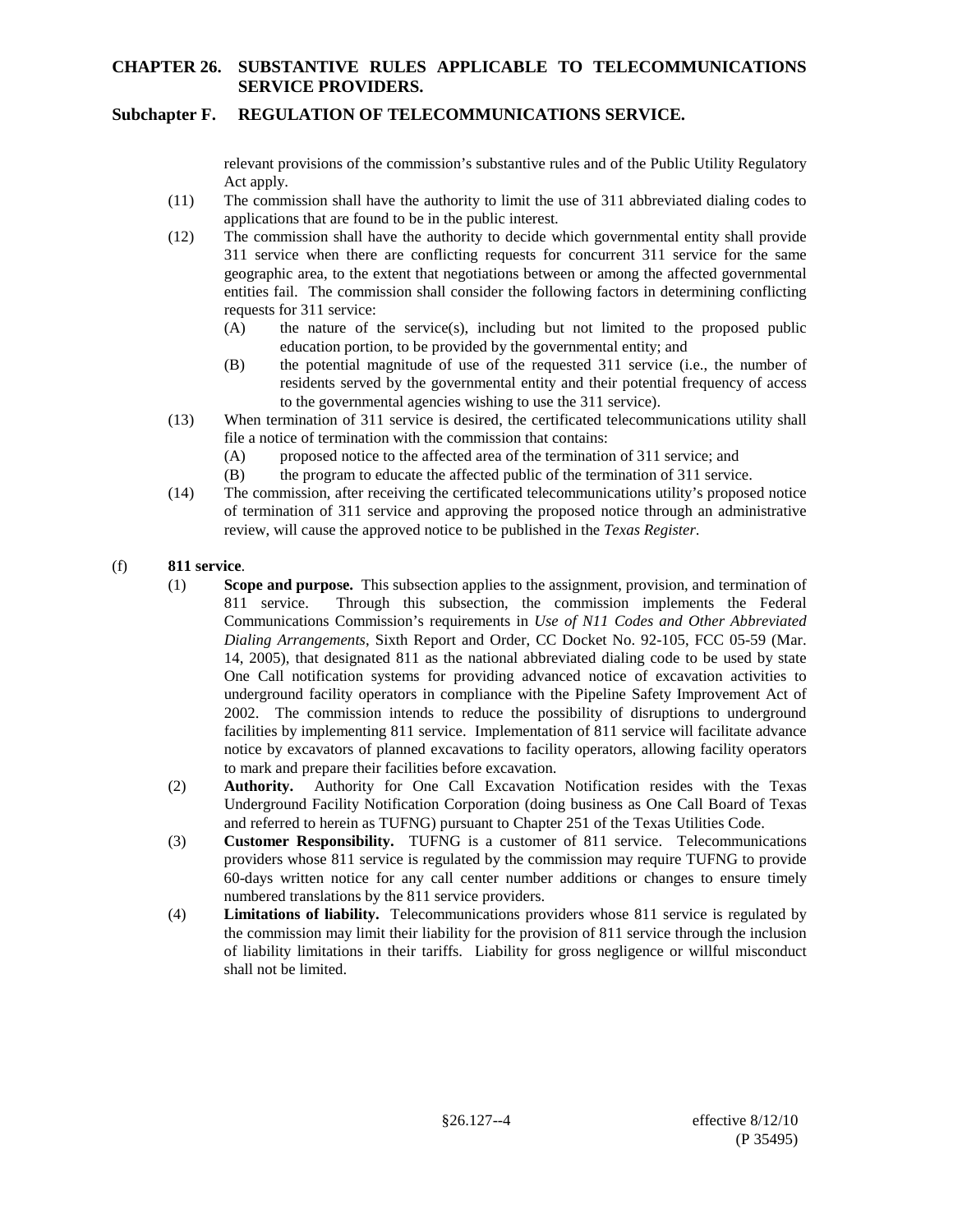relevant provisions of the commission's substantive rules and of the Public Utility Regulatory Act apply.

(11) The commission shall have the authority to limit the use of 311 abbreviated dialing codes to applications that are found to be in the public interest.

(12) The commission shall have the authority to decide which governmental entity shall provide 311 service when there are conflicting requests for concurrent 311 service for the same geographic area, to the extent that negotiations between or among the affected governmental entities fail. The commission shall consider the following factors in determining conflicting requests for 311 service:

   (A) the nature of the service(s), including but not limited to the proposed public education portion, to be provided by the governmental entity; and

   (B) the potential magnitude of use of the requested 311 service (i.e., the number of residents served by the governmental entity and their potential frequency of access to the governmental agencies wishing to use the 311 service).

(13) When termination of 311 service is desired, the certificated telecommunications utility shall file a notice of termination with the commission that contains:

   (A) proposed notice to the affected area of the termination of 311 service; and

   (B) the program to educate the affected public of the termination of 311 service.

(14) The commission, after receiving the certificated telecommunications utility's proposed notice of termination of 311 service and approving the proposed notice through an administrative review, will cause the approved notice to be published in the *Texas Register*.

(f) **811 service**.

(1) **Scope and purpose.** This subsection applies to the assignment, provision, and termination of 811 service. Through this subsection, the commission implements the Federal Communications Commission's requirements in *Use of N11 Codes and Other Abbreviated Dialing Arrangements*, Sixth Report and Order, CC Docket No. 92-105, FCC 05-59 (Mar. 14, 2005), that designated 811 as the national abbreviated dialing code to be used by state One Call notification systems for providing advanced notice of excavation activities to underground facility operators in compliance with the Pipeline Safety Improvement Act of 2002. The commission intends to reduce the possibility of disruptions to underground facilities by implementing 811 service. Implementation of 811 service will facilitate advance notice by excavators of planned excavations to facility operators, allowing facility operators to mark and prepare their facilities before excavation.

(2) **Authority.** Authority for One Call Excavation Notification resides with the Texas Underground Facility Notification Corporation (doing business as One Call Board of Texas and referred to herein as TUFNG) pursuant to Chapter 251 of the Texas Utilities Code.

(3) **Customer Responsibility.** TUFNG is a customer of 811 service. Telecommunications providers whose 811 service is regulated by the commission may require TUFNG to provide 60-days written notice for any call center number additions or changes to ensure timely numbered translations by the 811 service providers.

(4) **Limitations of liability.** Telecommunications providers whose 811 service is regulated by the commission may limit their liability for the provision of 811 service through the inclusion of liability limitations in their tariffs. Liability for gross negligence or willful misconduct shall not be limited.